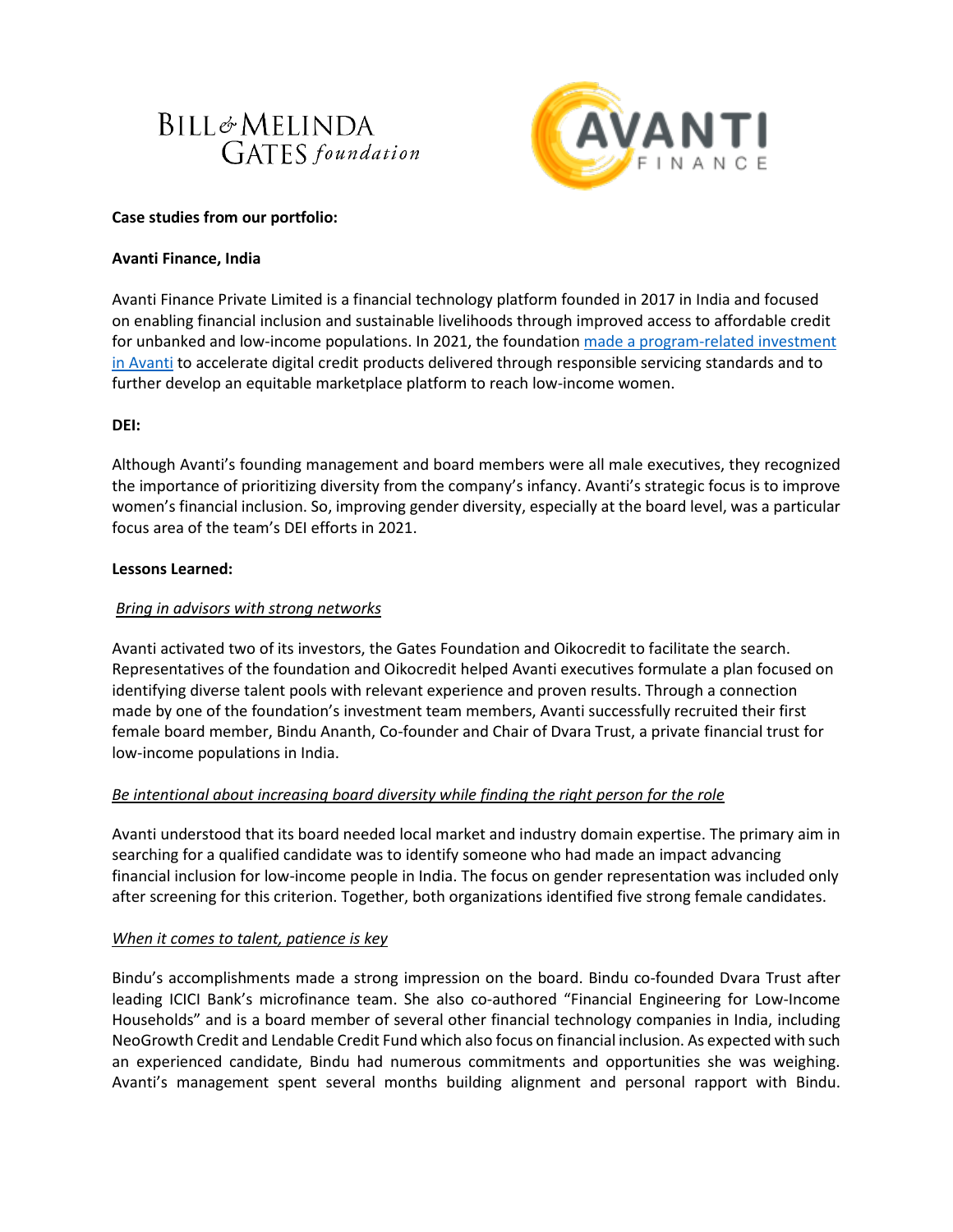**Case studies from our portfolio:**

**Avanti Finance, India**

Avanti Finance Private Limited is a financial technology platform founded in 2017 in India and focused on enabling financial inclusion and sustainable livelihoods through improved access to affordable credit for unbanked and low-income populations. In 2021, the foundation made a program-related investment in Avanti to accelerate digital credit products delivered through responsible servicing standards and to further develop an equitable marketplace platform to reach low-income women.

**DEI:**

Although Avanti's founding management and board members were all male executives, they recognized the importance of prioritizing diversity from the company's infancy. Avanti's strategic focus is to improve women's financial inclusion. So, improving gender diversity, especially at the board level, was a particular focus area of the team's DEI efforts in 2021.

**Lessons Learned:**

*Bring in advisors with strong networks*

Avanti activated two of its investors, the Gates Foundation and Oikocredit to facilitate the search. Representatives of the foundation and Oikocredit helped Avanti executives formulate a plan focused on identifying diverse talent pools with relevant experience and proven results. Through a connection made by one of the foundation's investment team members, Avanti successfully recruited their first female board member, Bindu Ananth, Co-founder and Chair of Dvara Trust, a private financial trust for low-income populations in India.

*Be intentional about increasing board diversity while finding the right person for the role*

Avanti understood that its board needed local market and industry domain expertise. The primary aim in searching for a qualified candidate was to identify someone who had made an impact advancing financial inclusion for low-income people in India. The focus on gender representation was included only after screening for this criterion. Together, both organizations identified five strong female candidates.

*When it comes to talent, patience is key*

Bindu's accomplishments made a strong impression on the board. Bindu co-founded Dvara Trust after leading ICICI Bank's microfinance team. She also co-authored "Financial Engineering for Low-Income Households" and is a board member of several other financial technology companies in India, including NeoGrowth Credit and Lendable Credit Fund which also focus on financial inclusion. As expected with such an experienced candidate, Bindu had numerous commitments and opportunities she was weighing. Avanti's management spent several months building alignment and personal rapport with Bindu.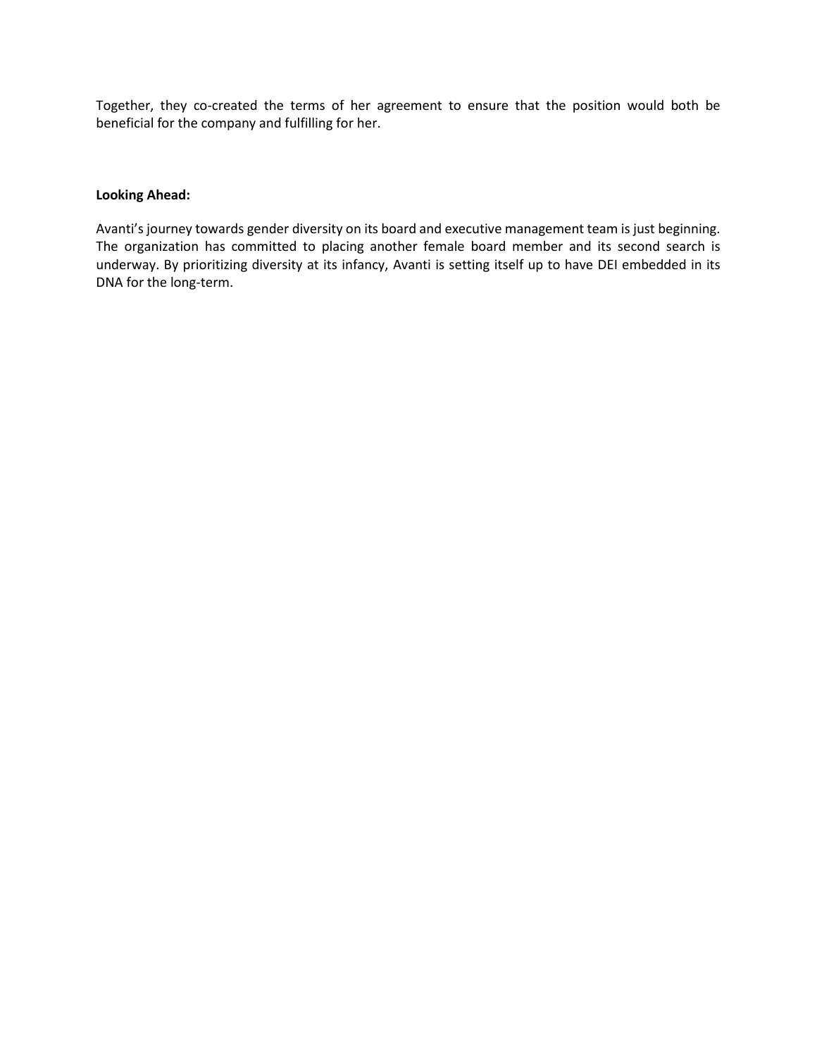Together, they co-created the terms of her agreement to ensure that the position would both be beneficial for the company and fulfilling for her.

**Looking Ahead:**

Avanti's journey towards gender diversity on its board and executive management team is just beginning. The organization has committed to placing another female board member and its second search is underway. By prioritizing diversity at its infancy, Avanti is setting itself up to have DEI embedded in its DNA for the long-term.